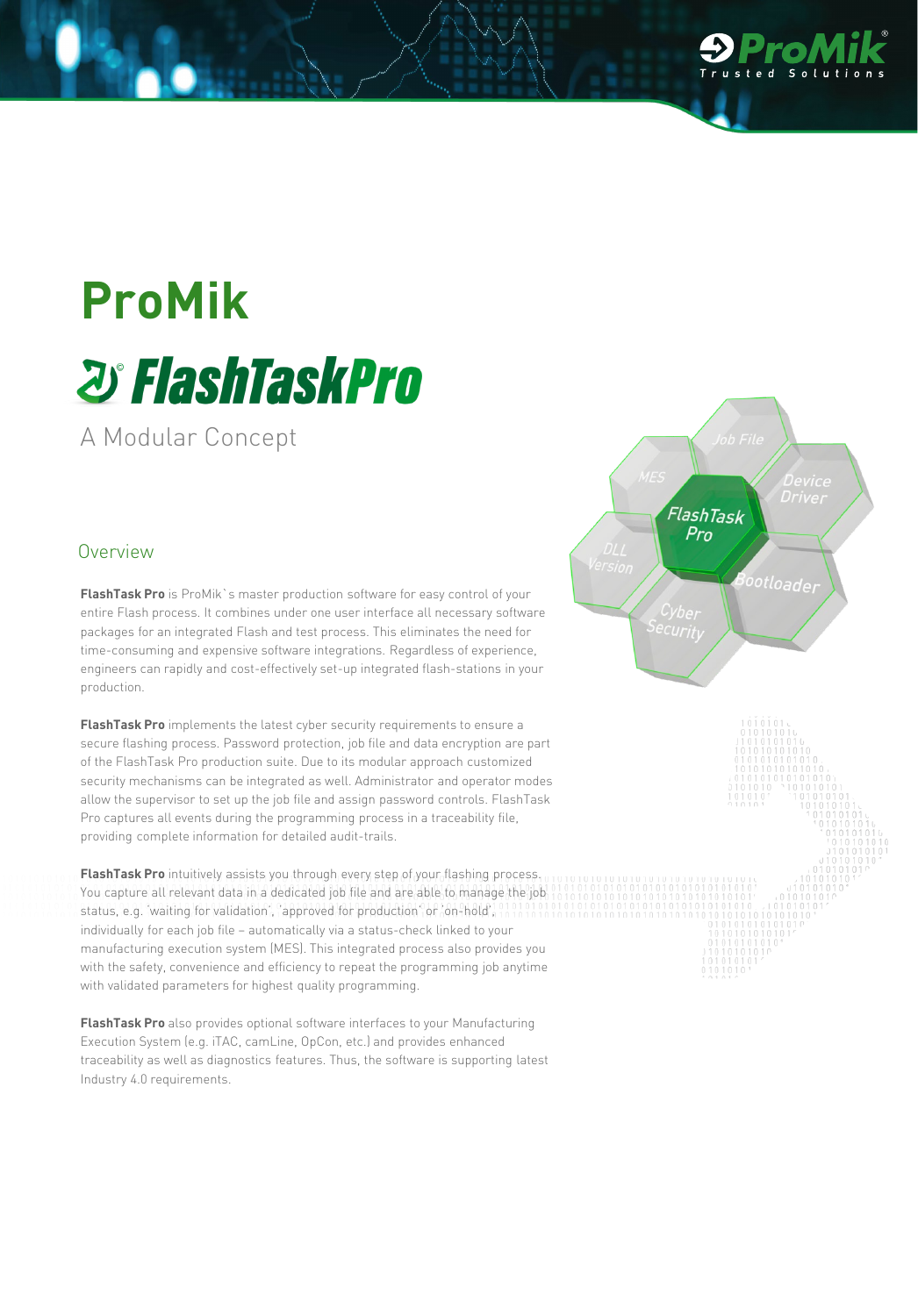# ProMik

## FlashTaskPro

A Modular Concept

### Overview

**FlashTask Pro** is ProMik`s master production software for easy control of your entire Flash process. It combines under one user interface all necessary software packages for an integrated Flash and test process. This eliminates the need for time-consuming and expensive software integrations. Regardless of experience, engineers can rapidly and cost-effectively set-up integrated flash-stations in your production.

**FlashTask Pro** implements the latest cyber security requirements to ensure a secure flashing process. Password protection, job file and data encryption are part of the FlashTask Pro production suite. Due to its modular approach customized security mechanisms can be integrated as well. Administrator and operator modes allow the supervisor to set up the job file and assign password controls. FlashTask Pro captures all events during the programming process in a traceability file, providing complete information for detailed audit-trails.

**FlashTask Pro** intuitively assists you through every step of your flashing process. You capture all relevant data in a dedicated job file and are able to manage the job status, e.g. 'waiting for validation', 'approved for production' or 'on-hold', individually for each job file – automatically via a status-check linked to your manufacturing execution system (MES). This integrated process also provides you with the safety, convenience and efficiency to repeat the programming job anytime with validated parameters for highest quality programming.

**FlashTask Pro** also provides optional software interfaces to your Manufacturing Execution System (e.g. iTAC, camLine, OpCon, etc.) and provides enhanced traceability as well as diagnostics features. Thus, the software is supporting latest Industry 4.0 requirements.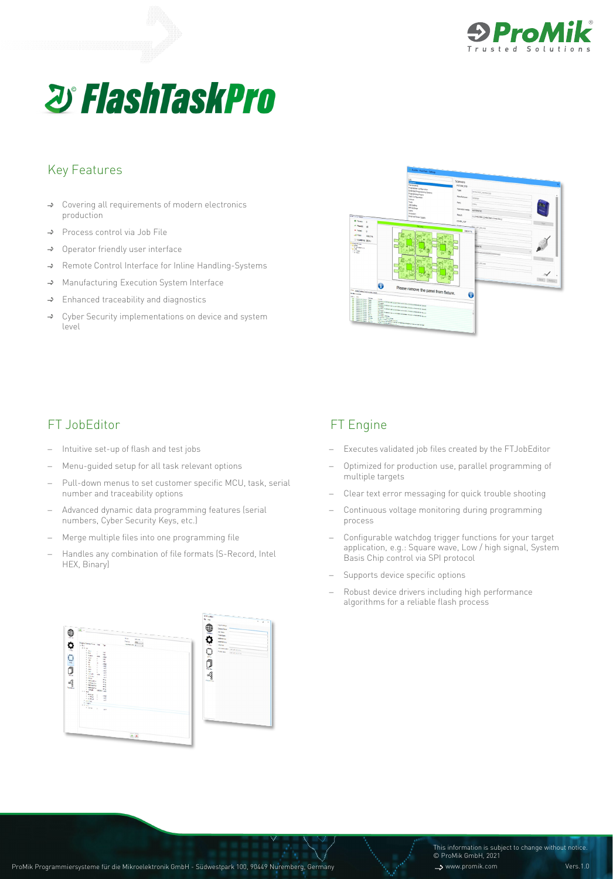# FlashTaskPro

## Key Features

- Covering all requirements of modern electronics production
- Process control via Job File
- Operator friendly user interface
- Remote Control Interface for Inline Handling-Systems
- Manufacturing Execution System Interface
- Enhanced traceability and diagnostics
- Cyber Security implementations on device and system level

## FT JobEditor

- Intuitive set-up of flash and test jobs
- Menu-guided setup for all task relevant options
- Pull-down menus to set customer specific MCU, task, serial number and traceability options
- Advanced dynamic data programming features (serial numbers, Cyber Security Keys, etc.)
- Merge multiple files into one programming file
- Handles any combination of file formats (S-Record, Intel HEX, Binary)

## FT Engine

- Executes validated job files created by the FTJobEditor
- Optimized for production use, parallel programming of multiple targets
- Clear text error messaging for quick trouble shooting
- Continuous voltage monitoring during programming process
- Configurable watchdog trigger functions for your target application, e.g.: Square wave, Low / high signal, System Basis Chip control via SPI protocol
- Supports device specific options
- Robust device drivers including high performance algorithms for a reliable flash process

ProMik Programmiersysteme für die Mikroelektronik GmbH - Südwestpark 100, 90449 Nuremberg, Germany

This information is subject to change without notice.
© ProMik GmbH, 2021
www.promik.com

Vers.1.0